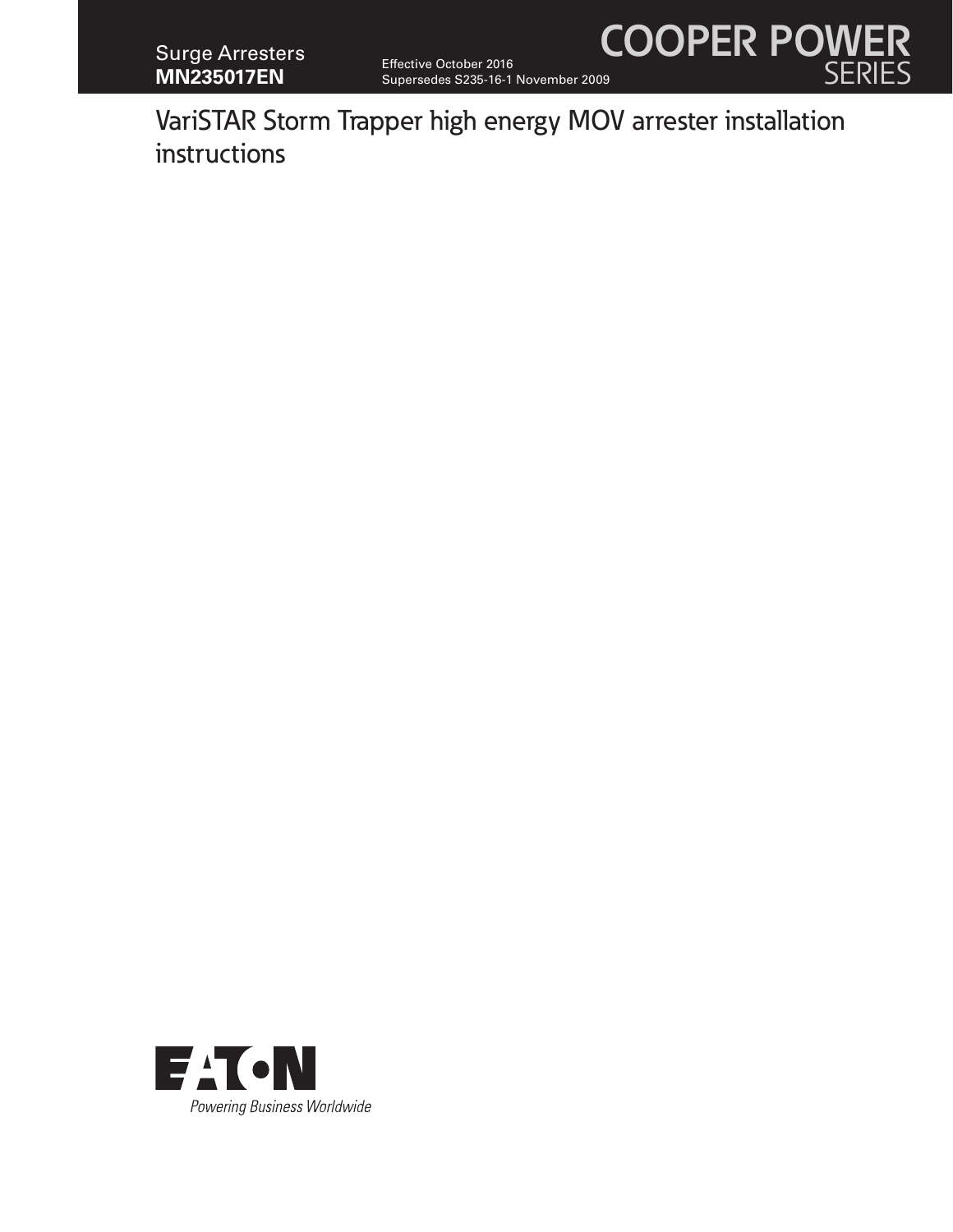Surge Arresters
**MN235017EN**

Effective October 2016
Supersedes S235-16-1 November 2009

COOPER POWER
SERIES

# VariSTAR Storm Trapper high energy MOV arrester installation instructions

EATON
*Powering Business Worldwide*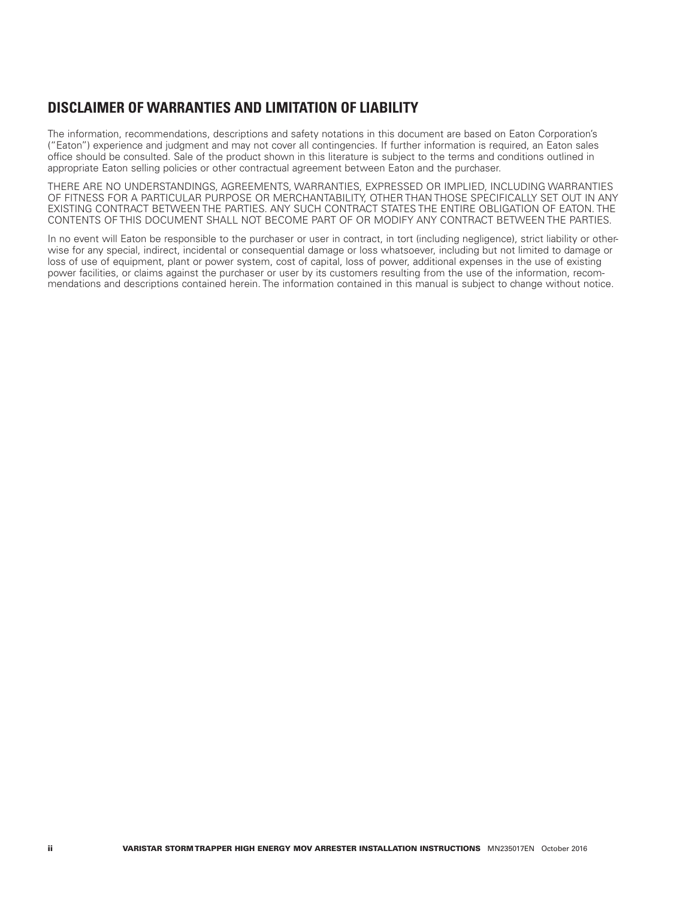## DISCLAIMER OF WARRANTIES AND LIMITATION OF LIABILITY

The information, recommendations, descriptions and safety notations in this document are based on Eaton Corporation's ("Eaton") experience and judgment and may not cover all contingencies. If further information is required, an Eaton sales office should be consulted. Sale of the product shown in this literature is subject to the terms and conditions outlined in appropriate Eaton selling policies or other contractual agreement between Eaton and the purchaser.

THERE ARE NO UNDERSTANDINGS, AGREEMENTS, WARRANTIES, EXPRESSED OR IMPLIED, INCLUDING WARRANTIES OF FITNESS FOR A PARTICULAR PURPOSE OR MERCHANTABILITY, OTHER THAN THOSE SPECIFICALLY SET OUT IN ANY EXISTING CONTRACT BETWEEN THE PARTIES. ANY SUCH CONTRACT STATES THE ENTIRE OBLIGATION OF EATON. THE CONTENTS OF THIS DOCUMENT SHALL NOT BECOME PART OF OR MODIFY ANY CONTRACT BETWEEN THE PARTIES.

In no event will Eaton be responsible to the purchaser or user in contract, in tort (including negligence), strict liability or otherwise for any special, indirect, incidental or consequential damage or loss whatsoever, including but not limited to damage or loss of use of equipment, plant or power system, cost of capital, loss of power, additional expenses in the use of existing power facilities, or claims against the purchaser or user by its customers resulting from the use of the information, recommendations and descriptions contained herein. The information contained in this manual is subject to change without notice.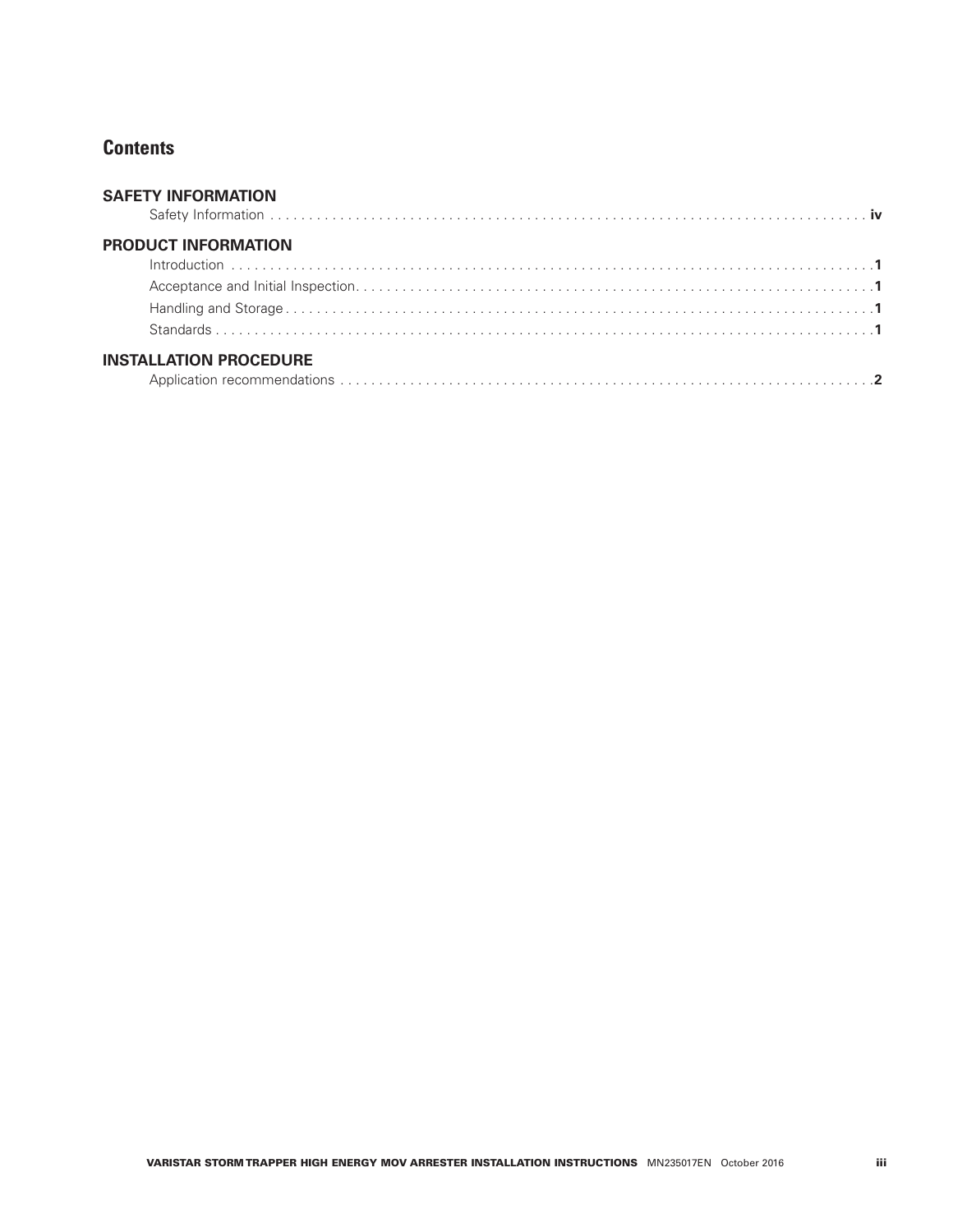## Contents

### SAFETY INFORMATION

Safety Information . . . . . . . . . . . . . . . . . . . . . . . . . . . . . . . . . . . . . . . . . . . . . . . . . . . . . . . . . . . . . . . . . . . . . . . . . . . . . . **iv**

### PRODUCT INFORMATION

Introduction . . . . . . . . . . . . . . . . . . . . . . . . . . . . . . . . . . . . . . . . . . . . . . . . . . . . . . . . . . . . . . . . . . . . . . . . . . . . . . . .**1**

Acceptance and Initial Inspection. . . . . . . . . . . . . . . . . . . . . . . . . . . . . . . . . . . . . . . . . . . . . . . . . . . . . . . . . . . . . . . .**1**

Handling and Storage . . . . . . . . . . . . . . . . . . . . . . . . . . . . . . . . . . . . . . . . . . . . . . . . . . . . . . . . . . . . . . . . . . . . . . . . . .**1**

Standards . . . . . . . . . . . . . . . . . . . . . . . . . . . . . . . . . . . . . . . . . . . . . . . . . . . . . . . . . . . . . . . . . . . . . . . . . . . . . . . . . . .**1**

### INSTALLATION PROCEDURE

Application recommendations . . . . . . . . . . . . . . . . . . . . . . . . . . . . . . . . . . . . . . . . . . . . . . . . . . . . . . . . . . . . . . . . . .**2**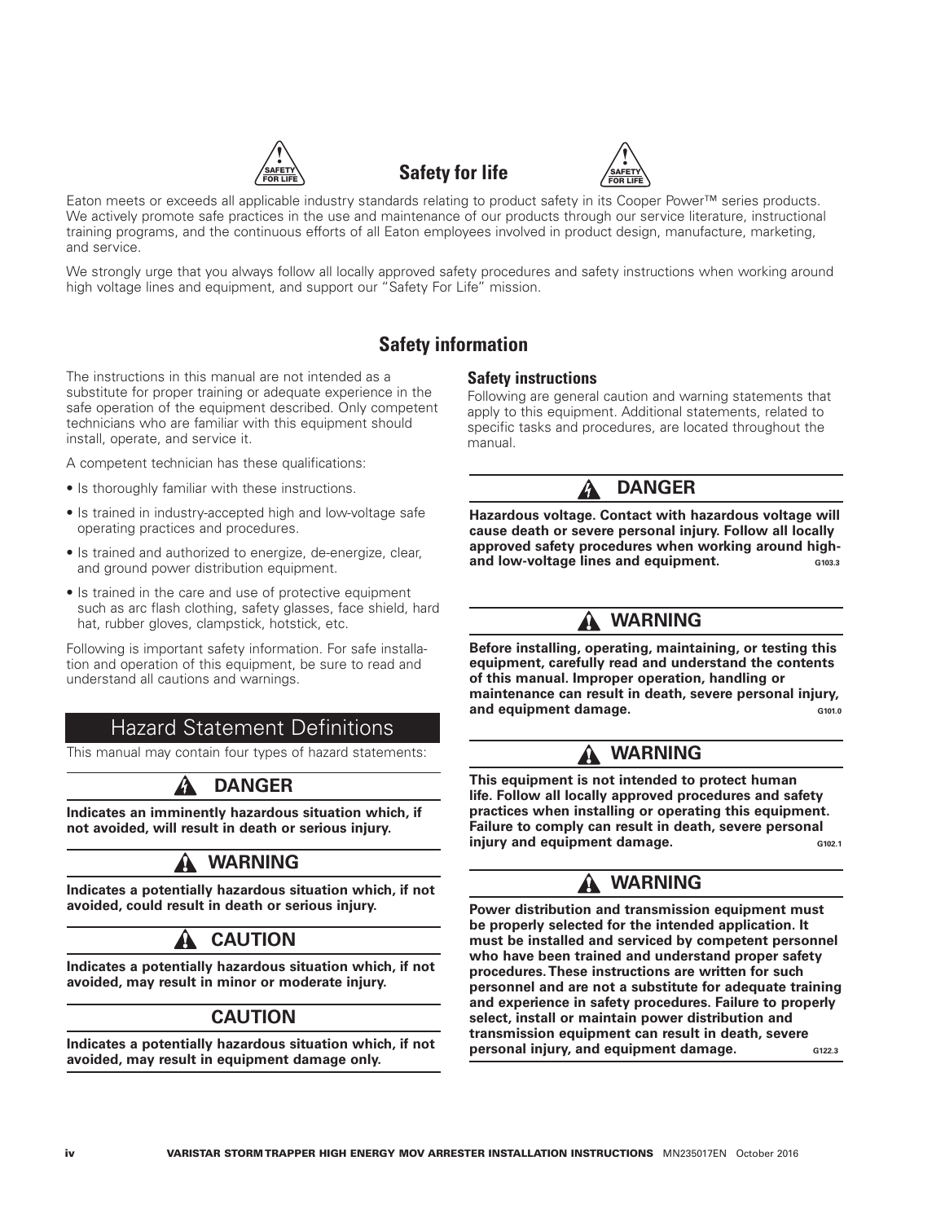## Safety for life

Eaton meets or exceeds all applicable industry standards relating to product safety in its Cooper Power™ series products. We actively promote safe practices in the use and maintenance of our products through our service literature, instructional training programs, and the continuous efforts of all Eaton employees involved in product design, manufacture, marketing, and service.

We strongly urge that you always follow all locally approved safety procedures and safety instructions when working around high voltage lines and equipment, and support our "Safety For Life" mission.

## Safety information

The instructions in this manual are not intended as a substitute for proper training or adequate experience in the safe operation of the equipment described. Only competent technicians who are familiar with this equipment should install, operate, and service it.

A competent technician has these qualifications:

- Is thoroughly familiar with these instructions.
- Is trained in industry-accepted high and low-voltage safe operating practices and procedures.
- Is trained and authorized to energize, de-energize, clear, and ground power distribution equipment.
- Is trained in the care and use of protective equipment such as arc flash clothing, safety glasses, face shield, hard hat, rubber gloves, clampstick, hotstick, etc.

Following is important safety information. For safe installation and operation of this equipment, be sure to read and understand all cautions and warnings.

## Hazard Statement Definitions

This manual may contain four types of hazard statements:

**DANGER**

**Indicates an imminently hazardous situation which, if not avoided, will result in death or serious injury.**

**WARNING**

**Indicates a potentially hazardous situation which, if not avoided, could result in death or serious injury.**

**CAUTION**

**Indicates a potentially hazardous situation which, if not avoided, may result in minor or moderate injury.**

**CAUTION**

**Indicates a potentially hazardous situation which, if not avoided, may result in equipment damage only.**

### Safety instructions

Following are general caution and warning statements that apply to this equipment. Additional statements, related to specific tasks and procedures, are located throughout the manual.

**DANGER**

**Hazardous voltage. Contact with hazardous voltage will cause death or severe personal injury. Follow all locally approved safety procedures when working around high- and low-voltage lines and equipment.** G103.3

**WARNING**

**Before installing, operating, maintaining, or testing this equipment, carefully read and understand the contents of this manual. Improper operation, handling or maintenance can result in death, severe personal injury, and equipment damage.** G101.0

**WARNING**

**This equipment is not intended to protect human life. Follow all locally approved procedures and safety practices when installing or operating this equipment. Failure to comply can result in death, severe personal injury and equipment damage.** G102.1

**WARNING**

**Power distribution and transmission equipment must be properly selected for the intended application. It must be installed and serviced by competent personnel who have been trained and understand proper safety procedures. These instructions are written for such personnel and are not a substitute for adequate training and experience in safety procedures. Failure to properly select, install or maintain power distribution and transmission equipment can result in death, severe personal injury, and equipment damage.** G122.3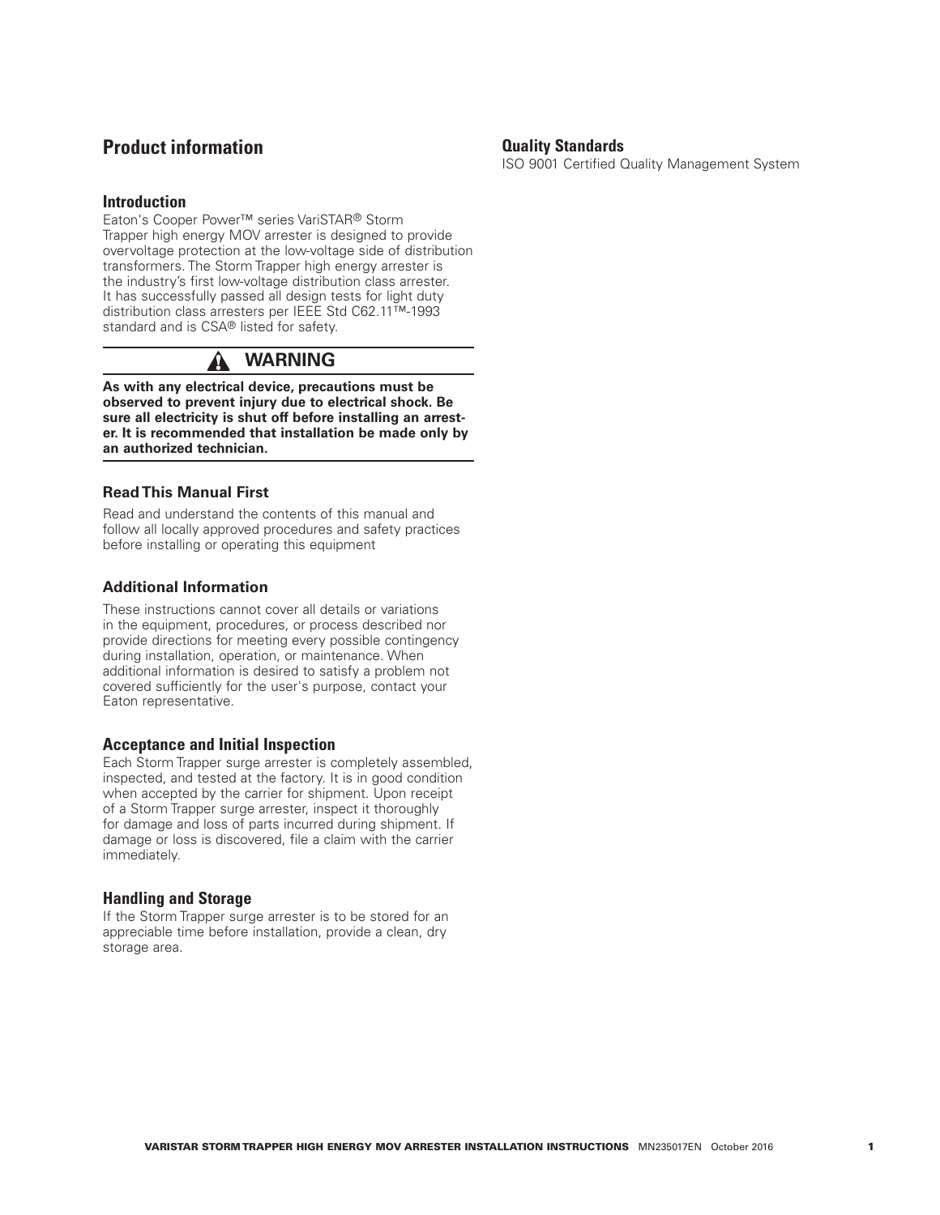# Product information

## Introduction

Eaton's Cooper Power™ series VariSTAR® Storm Trapper high energy MOV arrester is designed to provide overvoltage protection at the low-voltage side of distribution transformers. The Storm Trapper high energy arrester is the industry's first low-voltage distribution class arrester. It has successfully passed all design tests for light duty distribution class arresters per IEEE Std C62.11™-1993 standard and is CSA® listed for safety.

**⚠ WARNING**

**As with any electrical device, precautions must be observed to prevent injury due to electrical shock. Be sure all electricity is shut off before installing an arrester. It is recommended that installation be made only by an authorized technician.**

## Read This Manual First

Read and understand the contents of this manual and follow all locally approved procedures and safety practices before installing or operating this equipment

## Additional Information

These instructions cannot cover all details or variations in the equipment, procedures, or process described nor provide directions for meeting every possible contingency during installation, operation, or maintenance. When additional information is desired to satisfy a problem not covered sufficiently for the user's purpose, contact your Eaton representative.

## Acceptance and Initial Inspection

Each Storm Trapper surge arrester is completely assembled, inspected, and tested at the factory. It is in good condition when accepted by the carrier for shipment. Upon receipt of a Storm Trapper surge arrester, inspect it thoroughly for damage and loss of parts incurred during shipment. If damage or loss is discovered, file a claim with the carrier immediately.

## Handling and Storage

If the Storm Trapper surge arrester is to be stored for an appreciable time before installation, provide a clean, dry storage area.

## Quality Standards

ISO 9001 Certified Quality Management System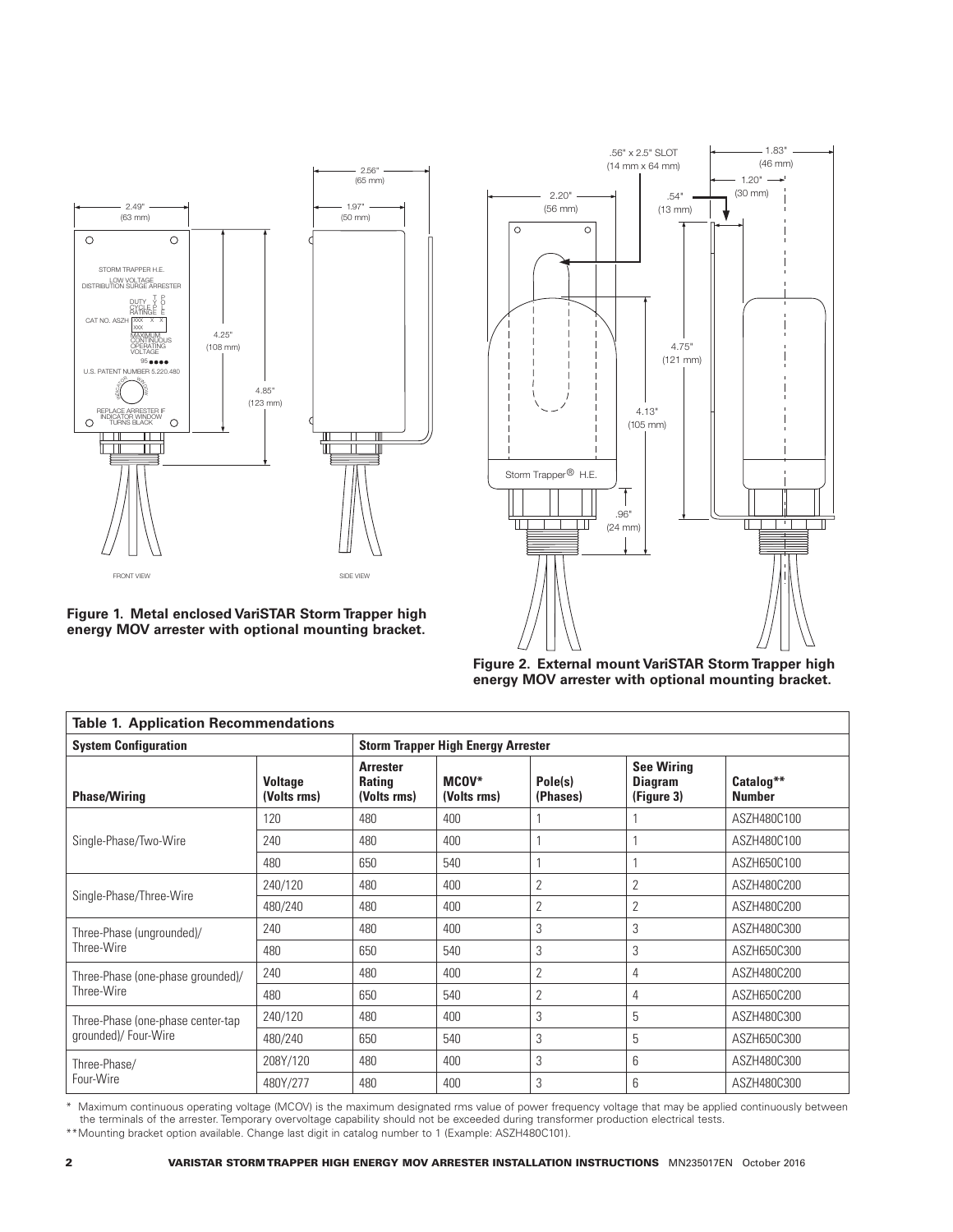**Figure 1. Metal enclosed VariSTAR Storm Trapper high energy MOV arrester with optional mounting bracket.**

**Figure 2. External mount VariSTAR Storm Trapper high energy MOV arrester with optional mounting bracket.**

| **Table 1. Application Recommendations** | | | | | | | |
|---|---|---|---|---|---|---|---|
| **System Configuration** | | **Storm Trapper High Energy Arrester** | | | | | |
| **Phase/Wiring** | **Voltage (Volts rms)** | **Arrester Rating (Volts rms)** | **MCOV* (Volts rms)** | **Pole(s) (Phases)** | **See Wiring Diagram (Figure 3)** | **Catalog** Number** | |
| Single-Phase/Two-Wire | 120 | 480 | 400 | 1 | 1 | ASZH480C100 | |
| | 240 | 480 | 400 | 1 | 1 | ASZH480C100 | |
| | 480 | 650 | 540 | 1 | 1 | ASZH650C100 | |
| Single-Phase/Three-Wire | 240/120 | 480 | 400 | 2 | 2 | ASZH480C200 | |
| | 480/240 | 480 | 400 | 2 | 2 | ASZH480C200 | |
| Three-Phase (ungrounded)/ Three-Wire | 240 | 480 | 400 | 3 | 3 | ASZH480C300 | |
| | 480 | 650 | 540 | 3 | 3 | ASZH650C300 | |
| Three-Phase (one-phase grounded)/ Three-Wire | 240 | 480 | 400 | 2 | 4 | ASZH480C200 | |
| | 480 | 650 | 540 | 2 | 4 | ASZH650C200 | |
| Three-Phase (one-phase center-tap grounded)/ Four-Wire | 240/120 | 480 | 400 | 3 | 5 | ASZH480C300 | |
| | 480/240 | 650 | 540 | 3 | 5 | ASZH650C300 | |
| Three-Phase/ Four-Wire | 208Y/120 | 480 | 400 | 3 | 6 | ASZH480C300 | |
| | 480Y/277 | 480 | 400 | 3 | 6 | ASZH480C300 | |

\* Maximum continuous operating voltage (MCOV) is the maximum designated rms value of power frequency voltage that may be applied continuously between the terminals of the arrester. Temporary overvoltage capability should not be exceeded during transformer production electrical tests.

** Mounting bracket option available. Change last digit in catalog number to 1 (Example: ASZH480C101).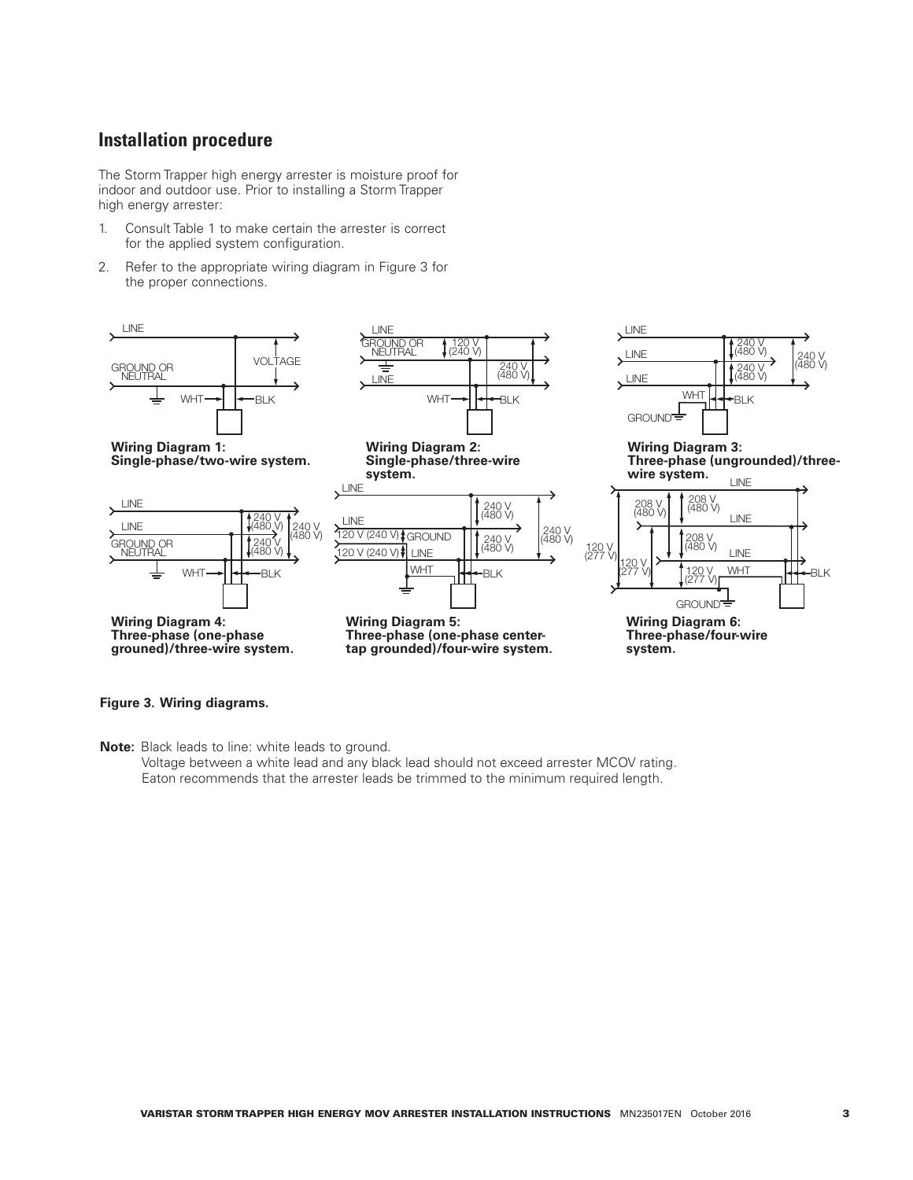## Installation procedure

The Storm Trapper high energy arrester is moisture proof for indoor and outdoor use. Prior to installing a Storm Trapper high energy arrester:

1. Consult Table 1 to make certain the arrester is correct for the applied system configuration.
2. Refer to the appropriate wiring diagram in Figure 3 for the proper connections.

**Wiring Diagram 1: Single-phase/two-wire system.**

**Wiring Diagram 2: Single-phase/three-wire system.**

**Wiring Diagram 3: Three-phase (ungrounded)/three-wire system.**

**Wiring Diagram 4: Three-phase (one-phase grouned)/three-wire system.**

**Wiring Diagram 5: Three-phase (one-phase center-tap grounded)/four-wire system.**

**Wiring Diagram 6: Three-phase/four-wire system.**

**Figure 3. Wiring diagrams.**

**Note:** Black leads to line: white leads to ground.
Voltage between a white lead and any black lead should not exceed arrester MCOV rating.
Eaton recommends that the arrester leads be trimmed to the minimum required length.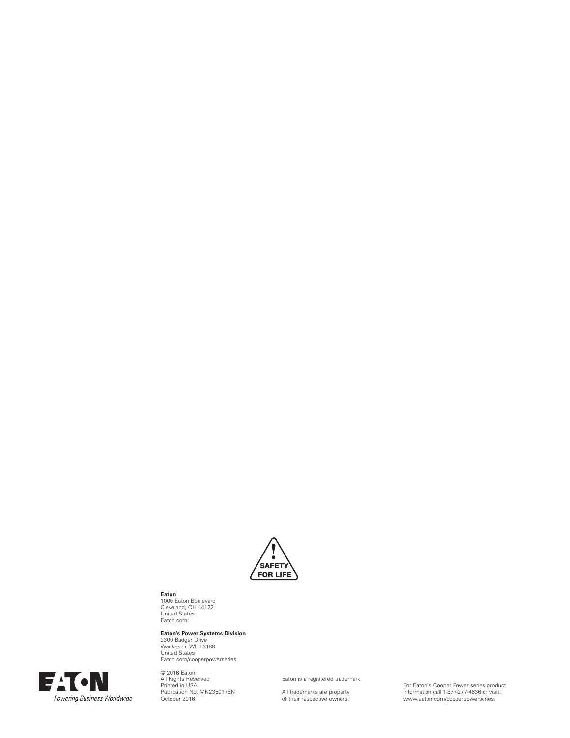SAFETY
FOR LIFE

**Eaton**
1000 Eaton Boulevard
Cleveland, OH 44122
United States
Eaton.com

**Eaton's Power Systems Division**
2300 Badger Drive
Waukesha, WI 53188
United States
Eaton.com/cooperpowerseries

© 2016 Eaton
All Rights Reserved
Printed in USA
Publication No. MN235017EN
October 2016

Eaton is a registered trademark.

All trademarks are property
of their respective owners.

For Eaton's Cooper Power series product
information call 1-877-277-4636 or visit:
www.eaton.com/cooperpowerseries.

EATON
*Powering Business Worldwide*